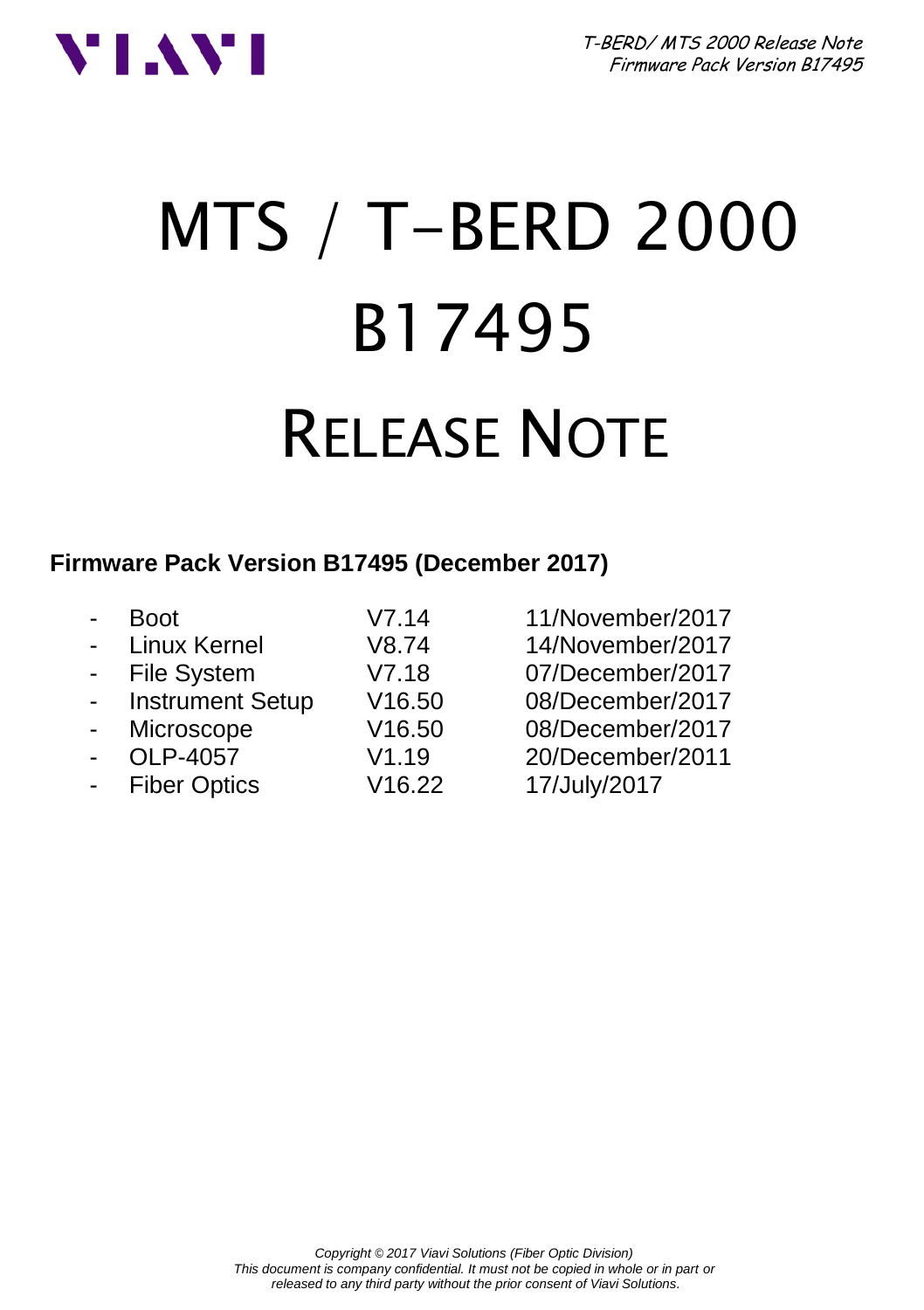# MTS / T-BERD 2000

# B17495

# RELEASE NOTE

**Firmware Pack Version B17495 (December 2017)**

- Boot V7.14 11/November/2017
- Linux Kernel V8.74 14/November/2017
- File System V7.18 07/December/2017
- Instrument Setup V16.50 08/December/2017
- Microscope V16.50 08/December/2017
- OLP-4057 V1.19 20/December/2011
- Fiber Optics V16.22 17/July/2017

*Copyright © 2017 Viavi Solutions (Fiber Optic Division)*
*This document is company confidential. It must not be copied in whole or in part or released to any third party without the prior consent of Viavi Solutions.*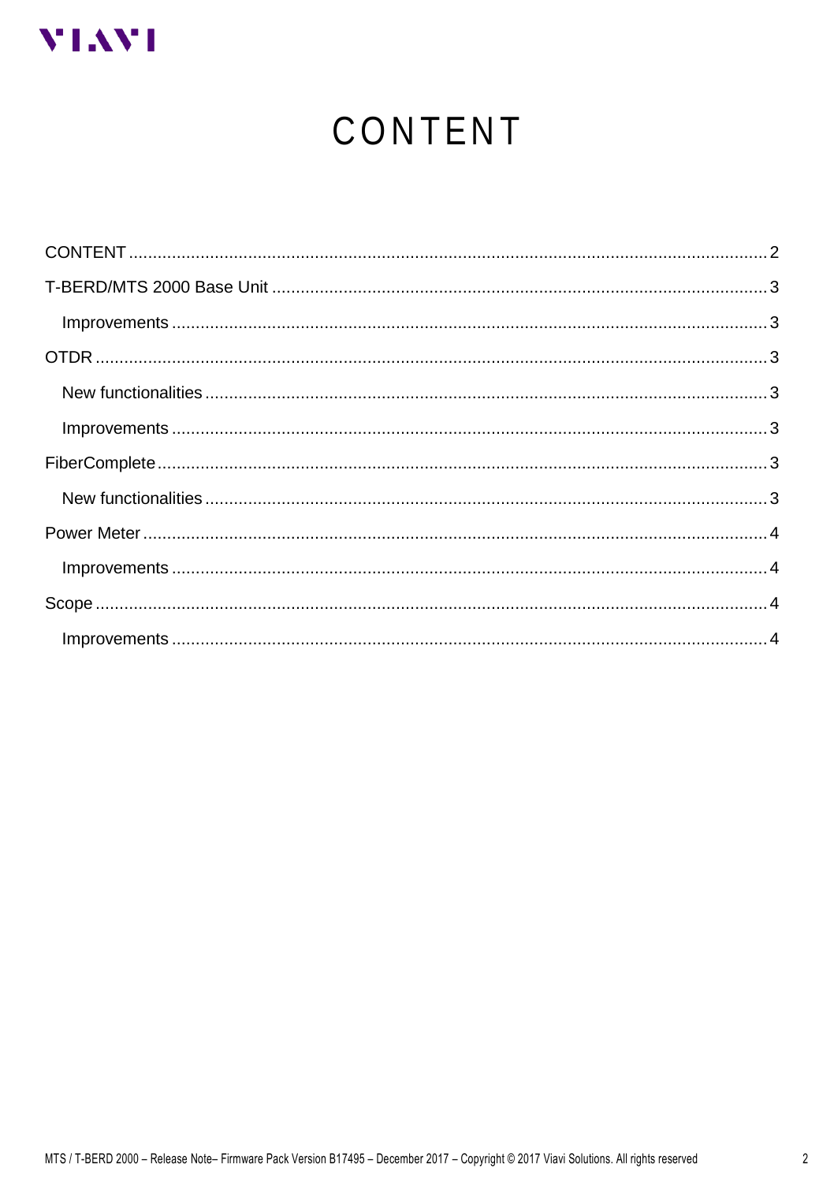# CONTENT

CONTENT ........................................................................................................................ 2

T-BERD/MTS 2000 Base Unit ......................................................................................... 3

  Improvements ............................................................................................................ 3

OTDR ............................................................................................................................ 3

  New functionalities ..................................................................................................... 3

  Improvements ............................................................................................................ 3

FiberComplete ............................................................................................................... 3

  New functionalities ..................................................................................................... 3

Power Meter ................................................................................................................... 4

  Improvements ............................................................................................................ 4

Scope ............................................................................................................................. 4

  Improvements ............................................................................................................ 4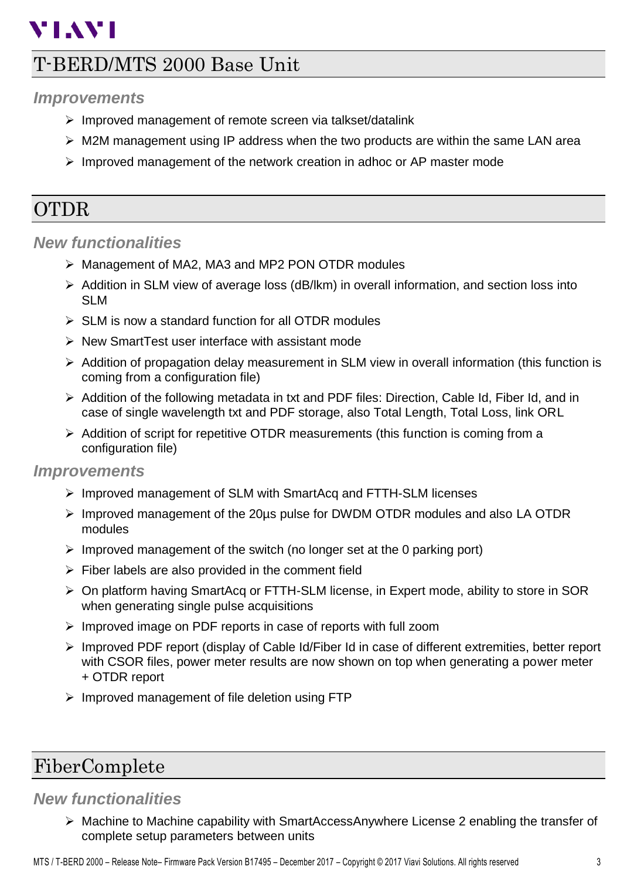# T-BERD/MTS 2000 Base Unit

### *Improvements*

- Improved management of remote screen via talkset/datalink
- M2M management using IP address when the two products are within the same LAN area
- Improved management of the network creation in adhoc or AP master mode

# OTDR

### *New functionalities*

- Management of MA2, MA3 and MP2 PON OTDR modules
- Addition in SLM view of average loss (dB/lkm) in overall information, and section loss into SLM
- SLM is now a standard function for all OTDR modules
- New SmartTest user interface with assistant mode
- Addition of propagation delay measurement in SLM view in overall information (this function is coming from a configuration file)
- Addition of the following metadata in txt and PDF files: Direction, Cable Id, Fiber Id, and in case of single wavelength txt and PDF storage, also Total Length, Total Loss, link ORL
- Addition of script for repetitive OTDR measurements (this function is coming from a configuration file)

### *Improvements*

- Improved management of SLM with SmartAcq and FTTH-SLM licenses
- Improved management of the 20µs pulse for DWDM OTDR modules and also LA OTDR modules
- Improved management of the switch (no longer set at the 0 parking port)
- Fiber labels are also provided in the comment field
- On platform having SmartAcq or FTTH-SLM license, in Expert mode, ability to store in SOR when generating single pulse acquisitions
- Improved image on PDF reports in case of reports with full zoom
- Improved PDF report (display of Cable Id/Fiber Id in case of different extremities, better report with CSOR files, power meter results are now shown on top when generating a power meter + OTDR report
- Improved management of file deletion using FTP

# FiberComplete

### *New functionalities*

- Machine to Machine capability with SmartAccessAnywhere License 2 enabling the transfer of complete setup parameters between units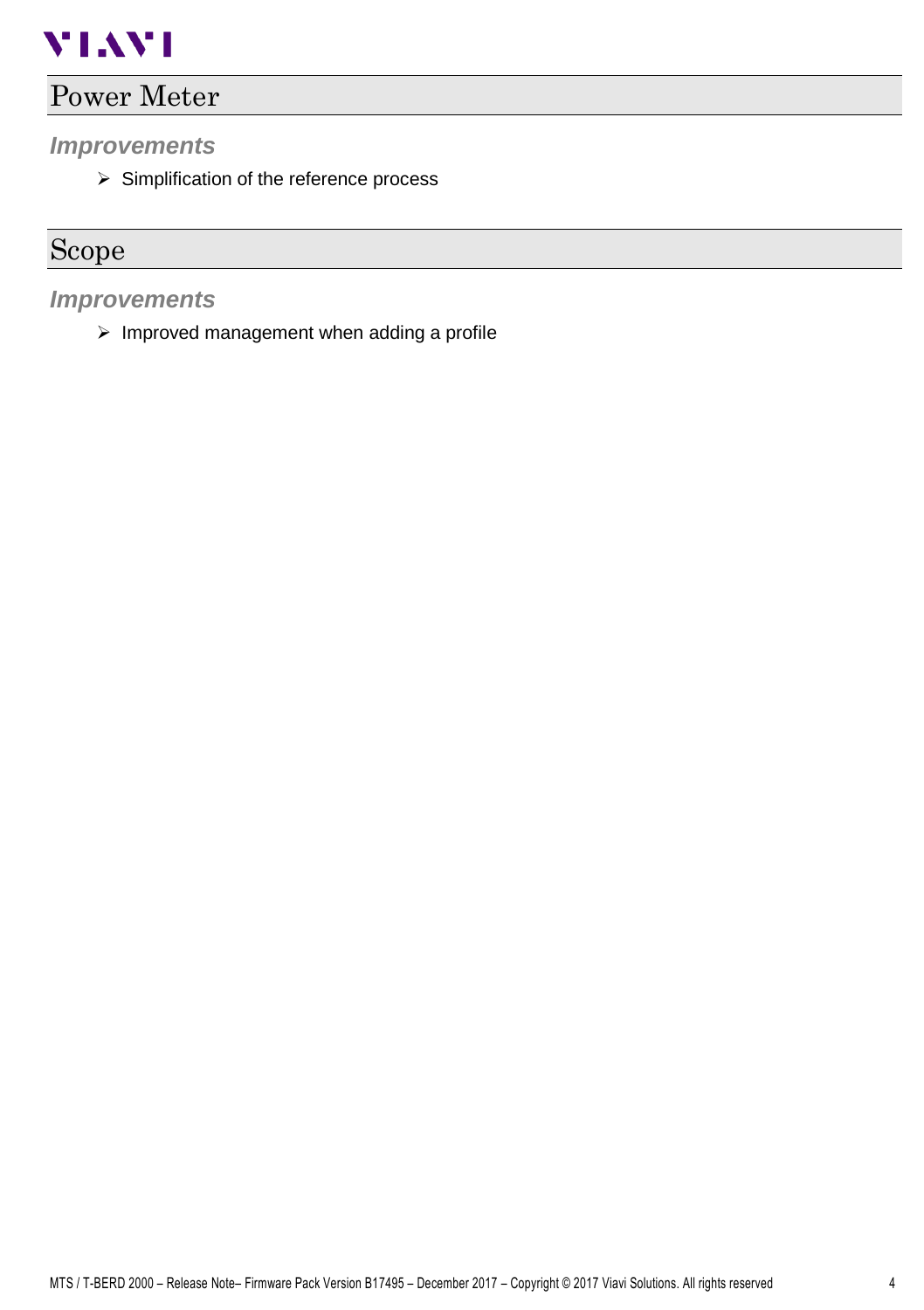## Power Meter

### *Improvements*

- Simplification of the reference process

## Scope

### *Improvements*

- Improved management when adding a profile